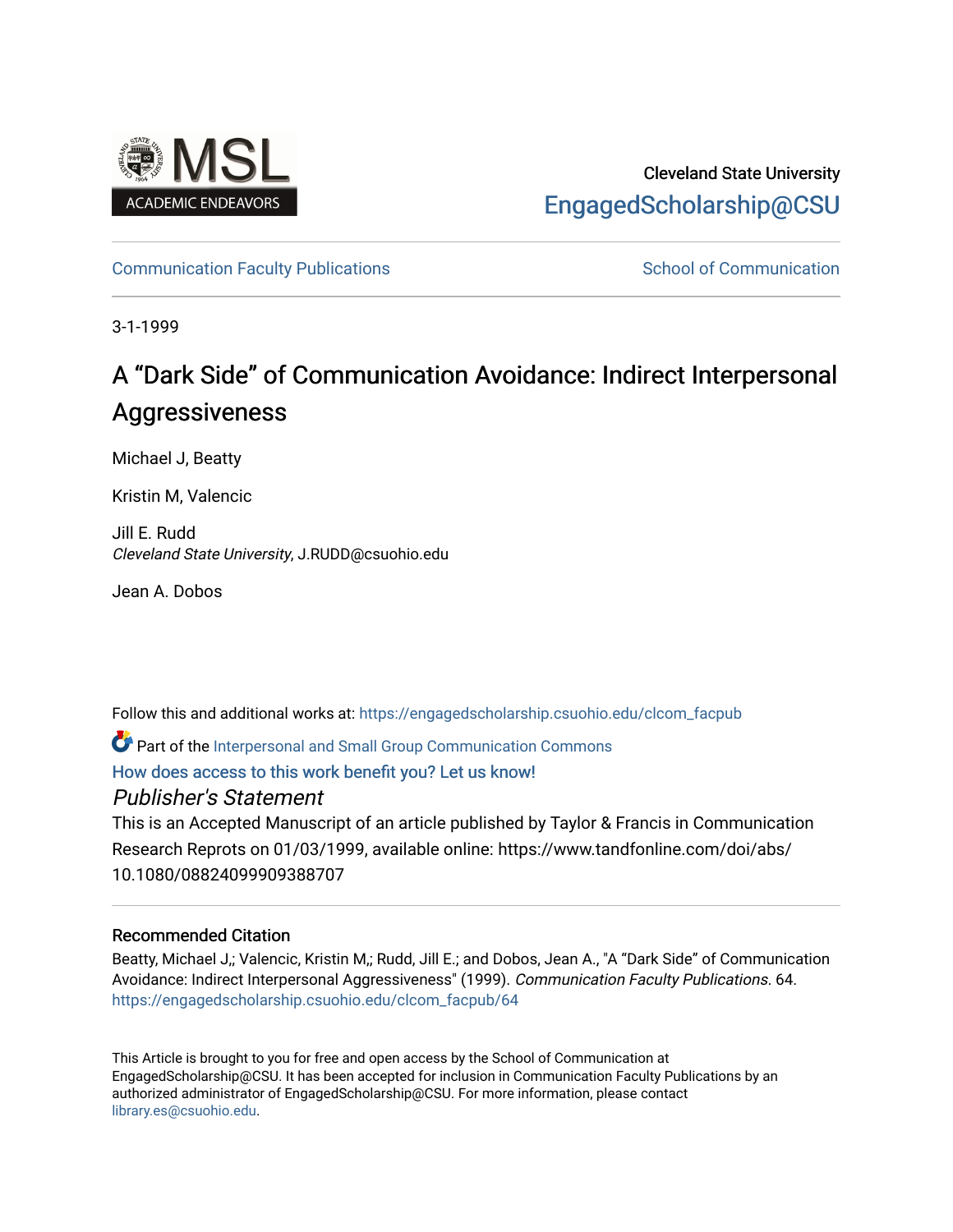Cleveland State University

EngagedScholarship@CSU

Communication Faculty Publications | School of Communication

3-1-1999

# A "Dark Side" of Communication Avoidance: Indirect Interpersonal Aggressiveness

Michael J, Beatty

Kristin M, Valencic

Jill E. Rudd
*Cleveland State University*, J.RUDD@csuohio.edu

Jean A. Dobos

Follow this and additional works at: https://engagedscholarship.csuohio.edu/clcom_facpub

Part of the Interpersonal and Small Group Communication Commons

How does access to this work benefit you? Let us know!

### *Publisher's Statement*

This is an Accepted Manuscript of an article published by Taylor & Francis in Communication Research Reprots on 01/03/1999, available online: https://www.tandfonline.com/doi/abs/10.1080/08824099909388707

### Recommended Citation

Beatty, Michael J,; Valencic, Kristin M,; Rudd, Jill E.; and Dobos, Jean A., "A "Dark Side" of Communication Avoidance: Indirect Interpersonal Aggressiveness" (1999). *Communication Faculty Publications*. 64. https://engagedscholarship.csuohio.edu/clcom_facpub/64

This Article is brought to you for free and open access by the School of Communication at EngagedScholarship@CSU. It has been accepted for inclusion in Communication Faculty Publications by an authorized administrator of EngagedScholarship@CSU. For more information, please contact library.es@csuohio.edu.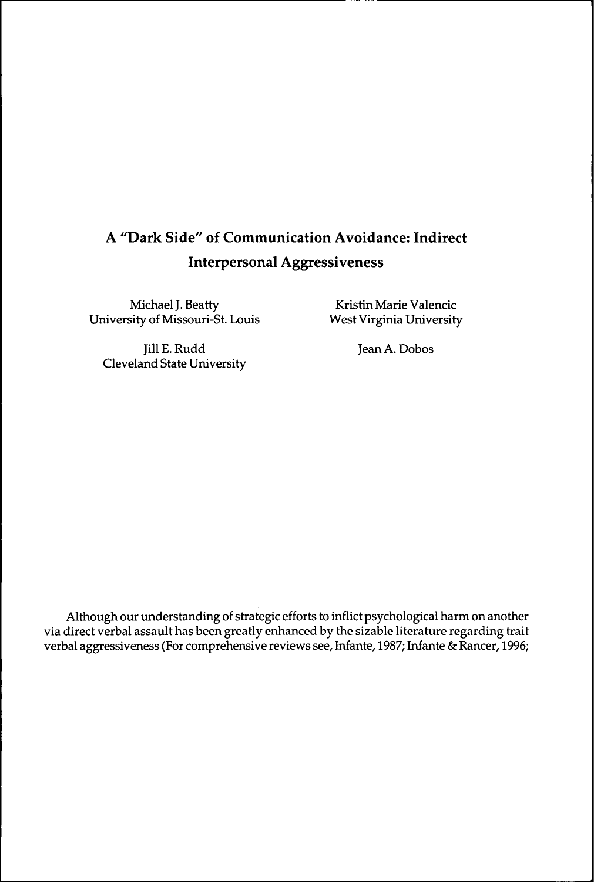# A "Dark Side" of Communication Avoidance: Indirect Interpersonal Aggressiveness

Michael J. Beatty
University of Missouri-St. Louis

Kristin Marie Valencic
West Virginia University

Jill E. Rudd
Cleveland State University

Jean A. Dobos

Although our understanding of strategic efforts to inflict psychological harm on another via direct verbal assault has been greatly enhanced by the sizable literature regarding trait verbal aggressiveness (For comprehensive reviews see, Infante, 1987; Infante & Rancer, 1996;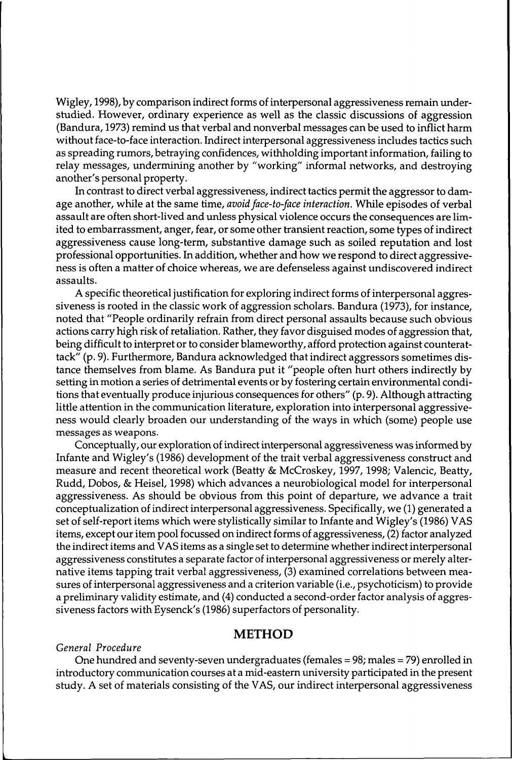Wigley, 1998), by comparison indirect forms of interpersonal aggressiveness remain understudied. However, ordinary experience as well as the classic discussions of aggression (Bandura, 1973) remind us that verbal and nonverbal messages can be used to inflict harm without face-to-face interaction. Indirect interpersonal aggressiveness includes tactics such as spreading rumors, betraying confidences, withholding important information, failing to relay messages, undermining another by "working" informal networks, and destroying another's personal property.

In contrast to direct verbal aggressiveness, indirect tactics permit the aggressor to damage another, while at the same time, *avoid face-to-face interaction*. While episodes of verbal assault are often short-lived and unless physical violence occurs the consequences are limited to embarrassment, anger, fear, or some other transient reaction, some types of indirect aggressiveness cause long-term, substantive damage such as soiled reputation and lost professional opportunities. In addition, whether and how we respond to direct aggressiveness is often a matter of choice whereas, we are defenseless against undiscovered indirect assaults.

A specific theoretical justification for exploring indirect forms of interpersonal aggressiveness is rooted in the classic work of aggression scholars. Bandura (1973), for instance, noted that "People ordinarily refrain from direct personal assaults because such obvious actions carry high risk of retaliation. Rather, they favor disguised modes of aggression that, being difficult to interpret or to consider blameworthy, afford protection against counterattack" (p. 9). Furthermore, Bandura acknowledged that indirect aggressors sometimes distance themselves from blame. As Bandura put it "people often hurt others indirectly by setting in motion a series of detrimental events or by fostering certain environmental conditions that eventually produce injurious consequences for others" (p. 9). Although attracting little attention in the communication literature, exploration into interpersonal aggressiveness would clearly broaden our understanding of the ways in which (some) people use messages as weapons.

Conceptually, our exploration of indirect interpersonal aggressiveness was informed by Infante and Wigley's (1986) development of the trait verbal aggressiveness construct and measure and recent theoretical work (Beatty & McCroskey, 1997, 1998; Valencic, Beatty, Rudd, Dobos, & Heisel, 1998) which advances a neurobiological model for interpersonal aggressiveness. As should be obvious from this point of departure, we advance a trait conceptualization of indirect interpersonal aggressiveness. Specifically, we (1) generated a set of self-report items which were stylistically similar to Infante and Wigley's (1986) VAS items, except our item pool focussed on indirect forms of aggressiveness, (2) factor analyzed the indirect items and VAS items as a single set to determine whether indirect interpersonal aggressiveness constitutes a separate factor of interpersonal aggressiveness or merely alternative items tapping trait verbal aggressiveness, (3) examined correlations between measures of interpersonal aggressiveness and a criterion variable (i.e., psychoticism) to provide a preliminary validity estimate, and (4) conducted a second-order factor analysis of aggressiveness factors with Eysenck's (1986) superfactors of personality.

## METHOD

*General Procedure*

One hundred and seventy-seven undergraduates (females = 98; males = 79) enrolled in introductory communication courses at a mid-eastern university participated in the present study. A set of materials consisting of the VAS, our indirect interpersonal aggressiveness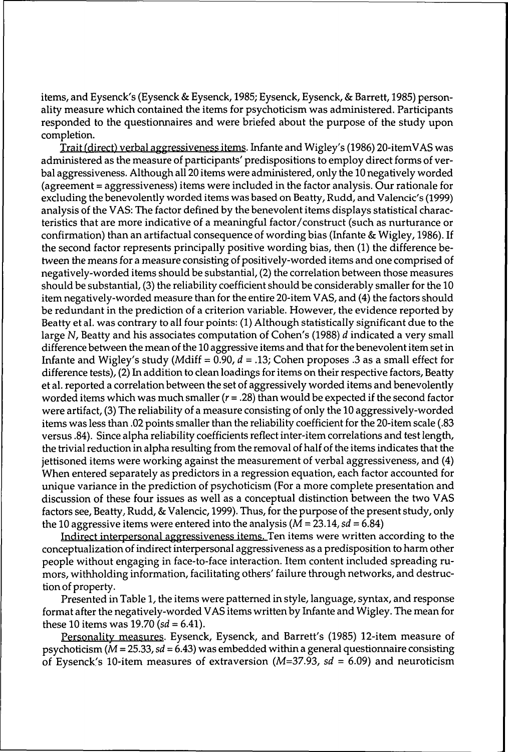items, and Eysenck's (Eysenck & Eysenck, 1985; Eysenck, Eysenck, & Barrett, 1985) personality measure which contained the items for psychoticism was administered. Participants responded to the questionnaires and were briefed about the purpose of the study upon completion.

Trait (direct) verbal aggressiveness items. Infante and Wigley's (1986) 20-itemVAS was administered as the measure of participants' predispositions to employ direct forms of verbal aggressiveness. Although all 20 items were administered, only the 10 negatively worded (agreement = aggressiveness) items were included in the factor analysis. Our rationale for excluding the benevolently worded items was based on Beatty, Rudd, and Valencic's (1999) analysis of the VAS: The factor defined by the benevolent items displays statistical characteristics that are more indicative of a meaningful factor/construct (such as nurturance or confirmation) than an artifactual consequence of wording bias (Infante & Wigley, 1986). If the second factor represents principally positive wording bias, then (1) the difference between the means for a measure consisting of positively-worded items and one comprised of negatively-worded items should be substantial, (2) the correlation between those measures should be substantial, (3) the reliability coefficient should be considerably smaller for the 10 item negatively-worded measure than for the entire 20-item VAS, and (4) the factors should be redundant in the prediction of a criterion variable. However, the evidence reported by Beatty et al. was contrary to all four points: (1) Although statistically significant due to the large *N*, Beatty and his associates computation of Cohen's (1988) *d* indicated a very small difference between the mean of the 10 aggressive items and that for the benevolent item set in Infante and Wigley's study (*M*diff = 0.90, *d* = .13; Cohen proposes .3 as a small effect for difference tests), (2) In addition to clean loadings for items on their respective factors, Beatty et al. reported a correlation between the set of aggressively worded items and benevolently worded items which was much smaller ($r = .28$) than would be expected if the second factor were artifact, (3) The reliability of a measure consisting of only the 10 aggressively-worded items was less than .02 points smaller than the reliability coefficient for the 20-item scale (.83 versus .84). Since alpha reliability coefficients reflect inter-item correlations and test length, the trivial reduction in alpha resulting from the removal of half of the items indicates that the jettisoned items were working against the measurement of verbal aggressiveness, and (4) When entered separately as predictors in a regression equation, each factor accounted for unique variance in the prediction of psychoticism (For a more complete presentation and discussion of these four issues as well as a conceptual distinction between the two VAS factors see, Beatty, Rudd, & Valencic, 1999). Thus, for the purpose of the present study, only the 10 aggressive items were entered into the analysis ($M = 23.14$, $sd = 6.84$)

Indirect interpersonal aggressiveness items. Ten items were written according to the conceptualization of indirect interpersonal aggressiveness as a predisposition to harm other people without engaging in face-to-face interaction. Item content included spreading rumors, withholding information, facilitating others' failure through networks, and destruction of property.

Presented in Table 1, the items were patterned in style, language, syntax, and response format after the negatively-worded VAS items written by Infante and Wigley. The mean for these 10 items was 19.70 ($sd = 6.41$).

Personality measures. Eysenck, Eysenck, and Barrett's (1985) 12-item measure of psychoticism ($M = 25.33$, $sd = 6.43$) was embedded within a general questionnaire consisting of Eysenck's 10-item measures of extraversion ($M = 37.93$, $sd = 6.09$) and neuroticism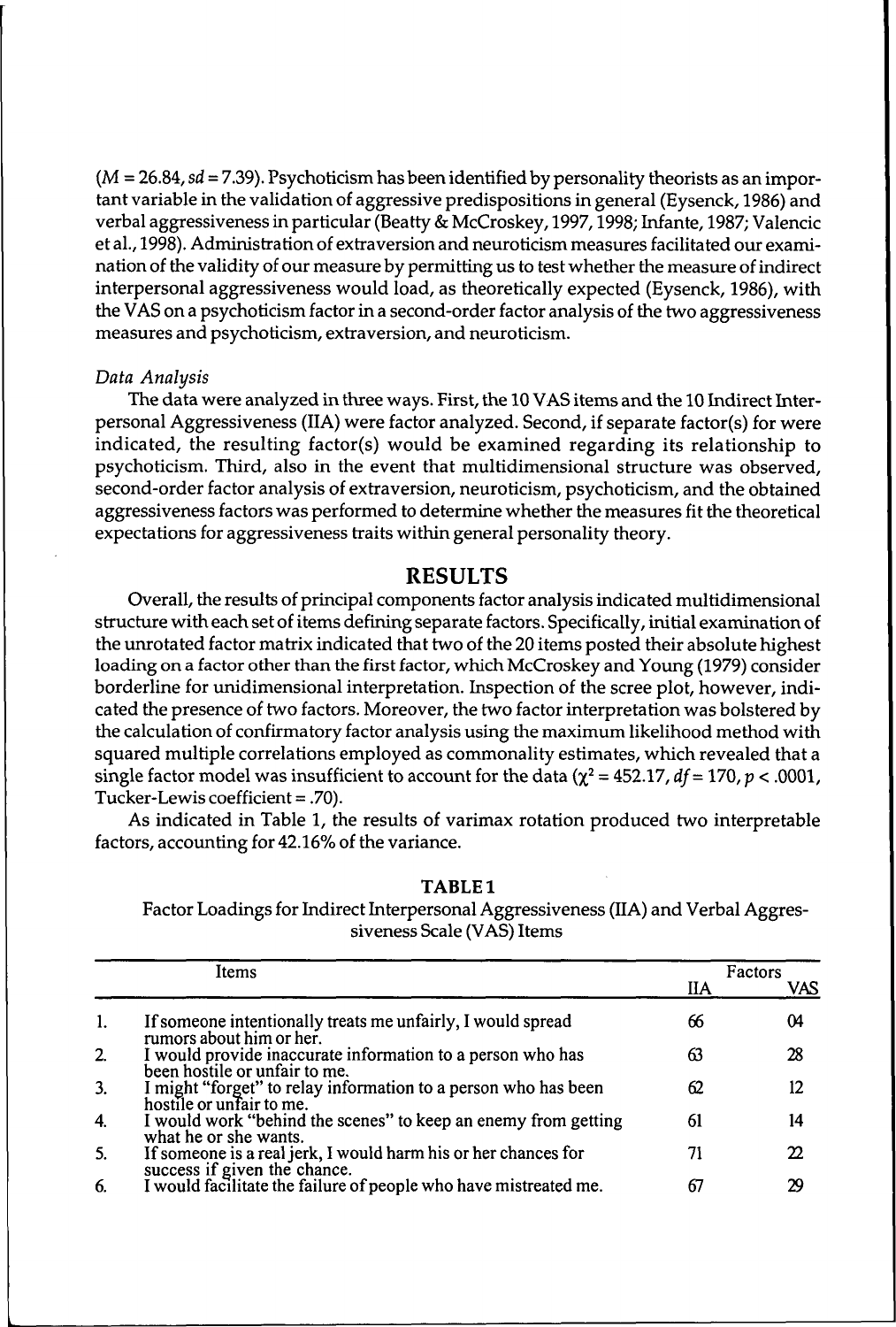($M$ = 26.84, $sd$ = 7.39). Psychoticism has been identified by personality theorists as an important variable in the validation of aggressive predispositions in general (Eysenck, 1986) and verbal aggressiveness in particular (Beatty & McCroskey, 1997, 1998; Infante, 1987; Valencic et al., 1998). Administration of extraversion and neuroticism measures facilitated our examination of the validity of our measure by permitting us to test whether the measure of indirect interpersonal aggressiveness would load, as theoretically expected (Eysenck, 1986), with the VAS on a psychoticism factor in a second-order factor analysis of the two aggressiveness measures and psychoticism, extraversion, and neuroticism.

### *Data Analysis*

The data were analyzed in three ways. First, the 10 VAS items and the 10 Indirect Interpersonal Aggressiveness (IIA) were factor analyzed. Second, if separate factor(s) for were indicated, the resulting factor(s) would be examined regarding its relationship to psychoticism. Third, also in the event that multidimensional structure was observed, second-order factor analysis of extraversion, neuroticism, psychoticism, and the obtained aggressiveness factors was performed to determine whether the measures fit the theoretical expectations for aggressiveness traits within general personality theory.

## RESULTS

Overall, the results of principal components factor analysis indicated multidimensional structure with each set of items defining separate factors. Specifically, initial examination of the unrotated factor matrix indicated that two of the 20 items posted their absolute highest loading on a factor other than the first factor, which McCroskey and Young (1979) consider borderline for unidimensional interpretation. Inspection of the scree plot, however, indicated the presence of two factors. Moreover, the two factor interpretation was bolstered by the calculation of confirmatory factor analysis using the maximum likelihood method with squared multiple correlations employed as commonality estimates, which revealed that a single factor model was insufficient to account for the data ($\chi^2$ = 452.17, $df$ = 170, $p$ < .0001, Tucker-Lewis coefficient = .70).

As indicated in Table 1, the results of varimax rotation produced two interpretable factors, accounting for 42.16% of the variance.

**TABLE 1**

Factor Loadings for Indirect Interpersonal Aggressiveness (IIA) and Verbal Aggressiveness Scale (VAS) Items

| | Items | Factors | |
|---|---|---|---|
| | | IIA | VAS |
| 1. | If someone intentionally treats me unfairly, I would spread rumors about him or her. | 66 | 04 |
| 2. | I would provide inaccurate information to a person who has been hostile or unfair to me. | 63 | 28 |
| 3. | I might "forget" to relay information to a person who has been hostile or unfair to me. | 62 | 12 |
| 4. | I would work "behind the scenes" to keep an enemy from getting what he or she wants. | 61 | 14 |
| 5. | If someone is a real jerk, I would harm his or her chances for success if given the chance. | 71 | 22 |
| 6. | I would facilitate the failure of people who have mistreated me. | 67 | 29 |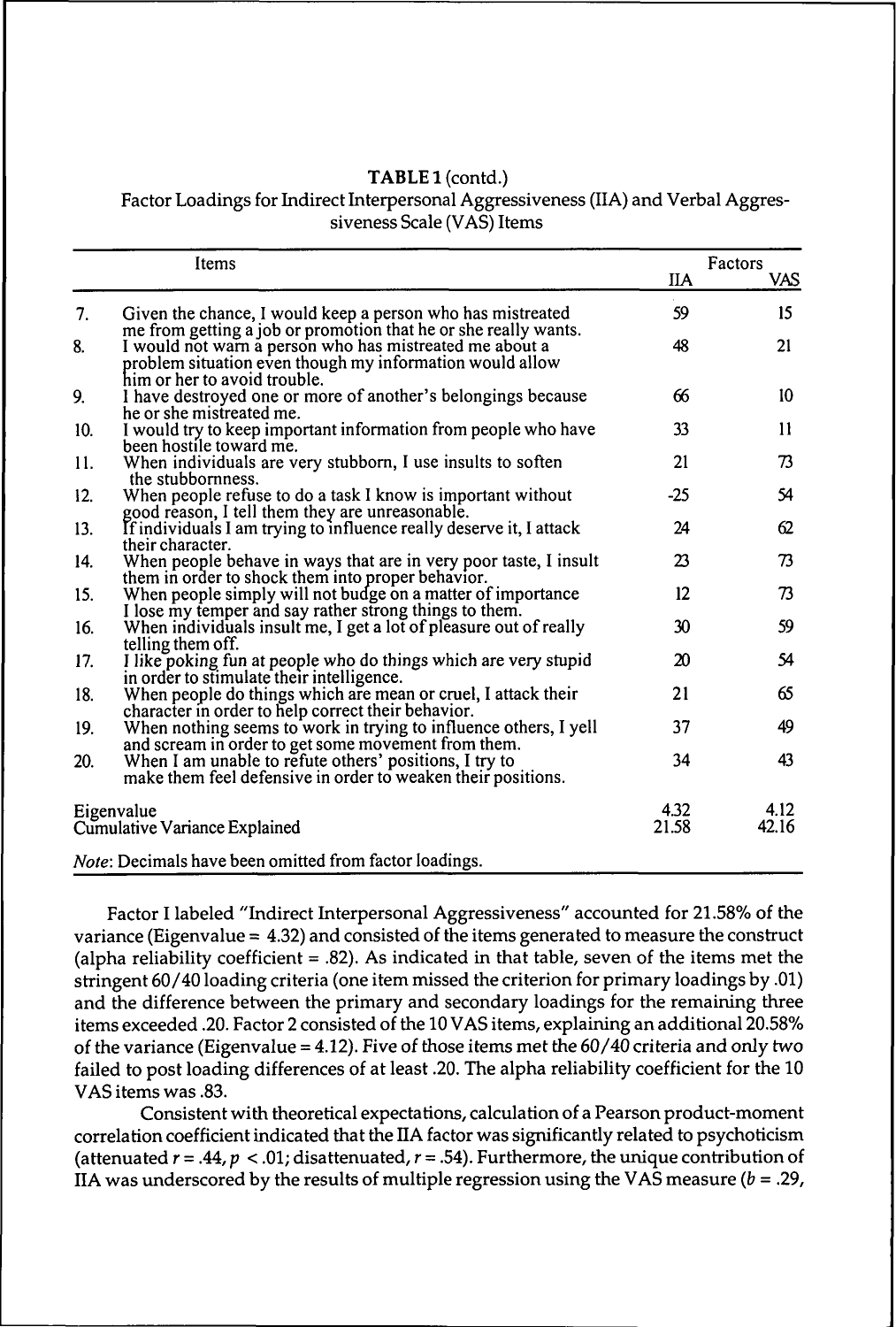**TABLE 1** (contd.)
Factor Loadings for Indirect Interpersonal Aggressiveness (IIA) and Verbal Aggressiveness Scale (VAS) Items

| | Items | Factors | |
|---|---|---|---|
| | | IIA | VAS |
| 7. | Given the chance, I would keep a person who has mistreated me from getting a job or promotion that he or she really wants. | 59 | 15 |
| 8. | I would not warn a person who has mistreated me about a problem situation even though my information would allow him or her to avoid trouble. | 48 | 21 |
| 9. | I have destroyed one or more of another's belongings because he or she mistreated me. | 66 | 10 |
| 10. | I would try to keep important information from people who have been hostile toward me. | 33 | 11 |
| 11. | When individuals are very stubborn, I use insults to soften the stubbornness. | 21 | 73 |
| 12. | When people refuse to do a task I know is important without good reason, I tell them they are unreasonable. | -25 | 54 |
| 13. | If individuals I am trying to influence really deserve it, I attack their character. | 24 | 62 |
| 14. | When people behave in ways that are in very poor taste, I insult them in order to shock them into proper behavior. | 23 | 73 |
| 15. | When people simply will not budge on a matter of importance I lose my temper and say rather strong things to them. | 12 | 73 |
| 16. | When individuals insult me, I get a lot of pleasure out of really telling them off. | 30 | 59 |
| 17. | I like poking fun at people who do things which are very stupid in order to stimulate their intelligence. | 20 | 54 |
| 18. | When people do things which are mean or cruel, I attack their character in order to help correct their behavior. | 21 | 65 |
| 19. | When nothing seems to work in trying to influence others, I yell and scream in order to get some movement from them. | 37 | 49 |
| 20. | When I am unable to refute others' positions, I try to make them feel defensive in order to weaken their positions. | 34 | 43 |
| | Eigenvalue | 4.32 | 4.12 |
| | Cumulative Variance Explained | 21.58 | 42.16 |

*Note*: Decimals have been omitted from factor loadings.

Factor I labeled "Indirect Interpersonal Aggressiveness" accounted for 21.58% of the variance (Eigenvalue = 4.32) and consisted of the items generated to measure the construct (alpha reliability coefficient = .82). As indicated in that table, seven of the items met the stringent 60/40 loading criteria (one item missed the criterion for primary loadings by .01) and the difference between the primary and secondary loadings for the remaining three items exceeded .20. Factor 2 consisted of the 10 VAS items, explaining an additional 20.58% of the variance (Eigenvalue = 4.12). Five of those items met the 60/40 criteria and only two failed to post loading differences of at least .20. The alpha reliability coefficient for the 10 VAS items was .83.

Consistent with theoretical expectations, calculation of a Pearson product-moment correlation coefficient indicated that the IIA factor was significantly related to psychoticism (attenuated $r = .44$, $p < .01$; disattenuated, $r = .54$). Furthermore, the unique contribution of IIA was underscored by the results of multiple regression using the VAS measure ($b = .29$,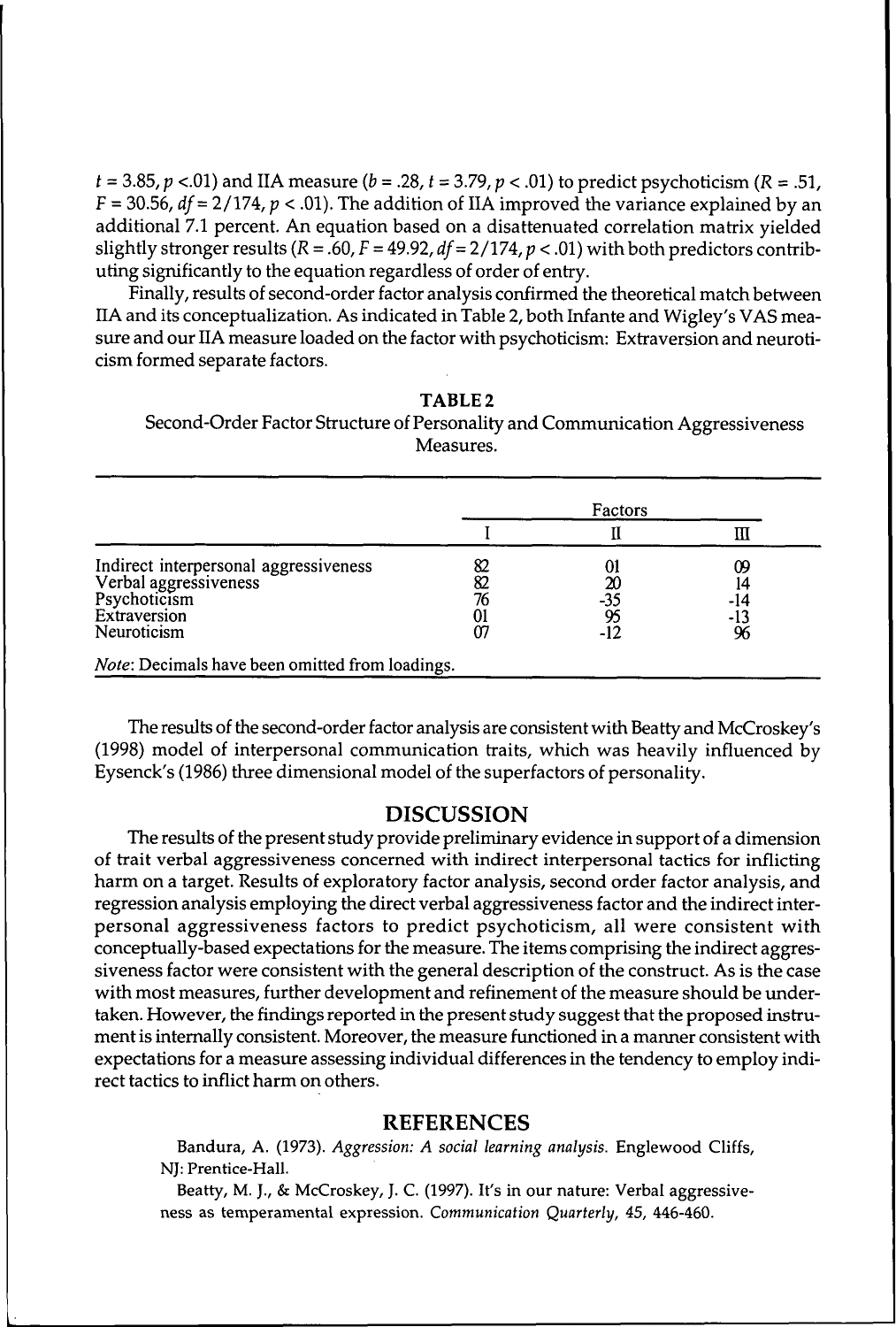$t = 3.85, p <.01$) and IIA measure ($b = .28, t = 3.79, p < .01$) to predict psychoticism ($R = .51$, $F = 30.56$, $df = 2/174$, $p < .01$). The addition of IIA improved the variance explained by an additional 7.1 percent. An equation based on a disattenuated correlation matrix yielded slightly stronger results ($R = .60$, $F = 49.92$, $df = 2/174$, $p < .01$) with both predictors contributing significantly to the equation regardless of order of entry.

Finally, results of second-order factor analysis confirmed the theoretical match between IIA and its conceptualization. As indicated in Table 2, both Infante and Wigley's VAS measure and our IIA measure loaded on the factor with psychoticism: Extraversion and neuroticism formed separate factors.

**TABLE 2**

Second-Order Factor Structure of Personality and Communication Aggressiveness Measures.

| | Factors | | |
|---|---|---|---|
| | I | II | III |
| Indirect interpersonal aggressiveness | 82 | 01 | 09 |
| Verbal aggressiveness | 82 | 20 | 14 |
| Psychoticism | 76 | -35 | -14 |
| Extraversion | 01 | 95 | -13 |
| Neuroticism | 07 | -12 | 96 |

*Note*: Decimals have been omitted from loadings.

The results of the second-order factor analysis are consistent with Beatty and McCroskey's (1998) model of interpersonal communication traits, which was heavily influenced by Eysenck's (1986) three dimensional model of the superfactors of personality.

## DISCUSSION

The results of the present study provide preliminary evidence in support of a dimension of trait verbal aggressiveness concerned with indirect interpersonal tactics for inflicting harm on a target. Results of exploratory factor analysis, second order factor analysis, and regression analysis employing the direct verbal aggressiveness factor and the indirect interpersonal aggressiveness factors to predict psychoticism, all were consistent with conceptually-based expectations for the measure. The items comprising the indirect aggressiveness factor were consistent with the general description of the construct. As is the case with most measures, further development and refinement of the measure should be undertaken. However, the findings reported in the present study suggest that the proposed instrument is internally consistent. Moreover, the measure functioned in a manner consistent with expectations for a measure assessing individual differences in the tendency to employ indirect tactics to inflict harm on others.

## REFERENCES

Bandura, A. (1973). *Aggression: A social learning analysis.* Englewood Cliffs, NJ: Prentice-Hall.

Beatty, M. J., & McCroskey, J. C. (1997). It's in our nature: Verbal aggressiveness as temperamental expression. *Communication Quarterly, 45,* 446-460.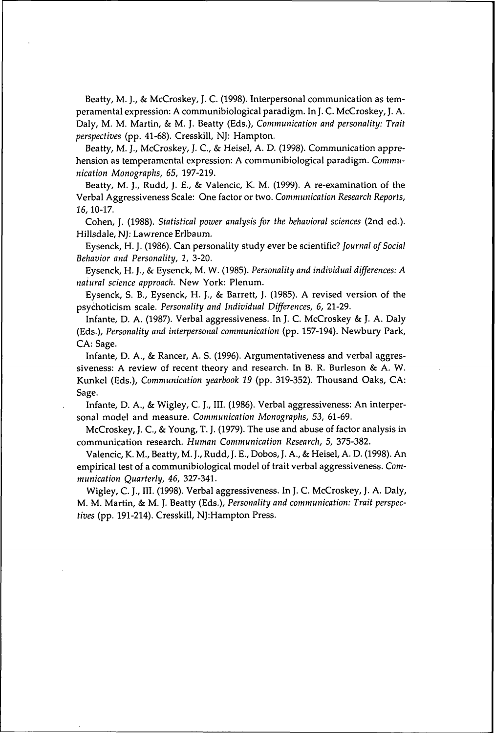Beatty, M. J., & McCroskey, J. C. (1998). Interpersonal communication as temperamental expression: A communibiological paradigm. In J. C. McCroskey, J. A. Daly, M. M. Martin, & M. J. Beatty (Eds.), *Communication and personality: Trait perspectives* (pp. 41-68). Cresskill, NJ: Hampton.

Beatty, M. J., McCroskey, J. C., & Heisel, A. D. (1998). Communication apprehension as temperamental expression: A communibiological paradigm. *Communication Monographs, 65,* 197-219.

Beatty, M. J., Rudd, J. E., & Valencic, K. M. (1999). A re-examination of the Verbal Aggressiveness Scale: One factor or two. *Communication Research Reports, 16,* 10-17.

Cohen, J. (1988). *Statistical power analysis for the behavioral sciences* (2nd ed.). Hillsdale, NJ: Lawrence Erlbaum.

Eysenck, H. J. (1986). Can personality study ever be scientific? *Journal of Social Behavior and Personality, 1,* 3-20.

Eysenck, H. J., & Eysenck, M. W. (1985). *Personality and individual differences: A natural science approach.* New York: Plenum.

Eysenck, S. B., Eysenck, H. J., & Barrett, J. (1985). A revised version of the psychoticism scale. *Personality and Individual Differences, 6,* 21-29.

Infante, D. A. (1987). Verbal aggressiveness. In J. C. McCroskey & J. A. Daly (Eds.), *Personality and interpersonal communication* (pp. 157-194). Newbury Park, CA: Sage.

Infante, D. A., & Rancer, A. S. (1996). Argumentativeness and verbal aggressiveness: A review of recent theory and research. In B. R. Burleson & A. W. Kunkel (Eds.), *Communication yearbook 19* (pp. 319-352). Thousand Oaks, CA: Sage.

Infante, D. A., & Wigley, C. J., III. (1986). Verbal aggressiveness: An interpersonal model and measure. *Communication Monographs, 53,* 61-69.

McCroskey, J. C., & Young, T. J. (1979). The use and abuse of factor analysis in communication research. *Human Communication Research, 5,* 375-382.

Valencic, K. M., Beatty, M. J., Rudd, J. E., Dobos, J. A., & Heisel, A. D. (1998). An empirical test of a communibiological model of trait verbal aggressiveness. *Communication Quarterly, 46,* 327-341.

Wigley, C. J., III. (1998). Verbal aggressiveness. In J. C. McCroskey, J. A. Daly, M. M. Martin, & M. J. Beatty (Eds.), *Personality and communication: Trait perspectives* (pp. 191-214). Cresskill, NJ:Hampton Press.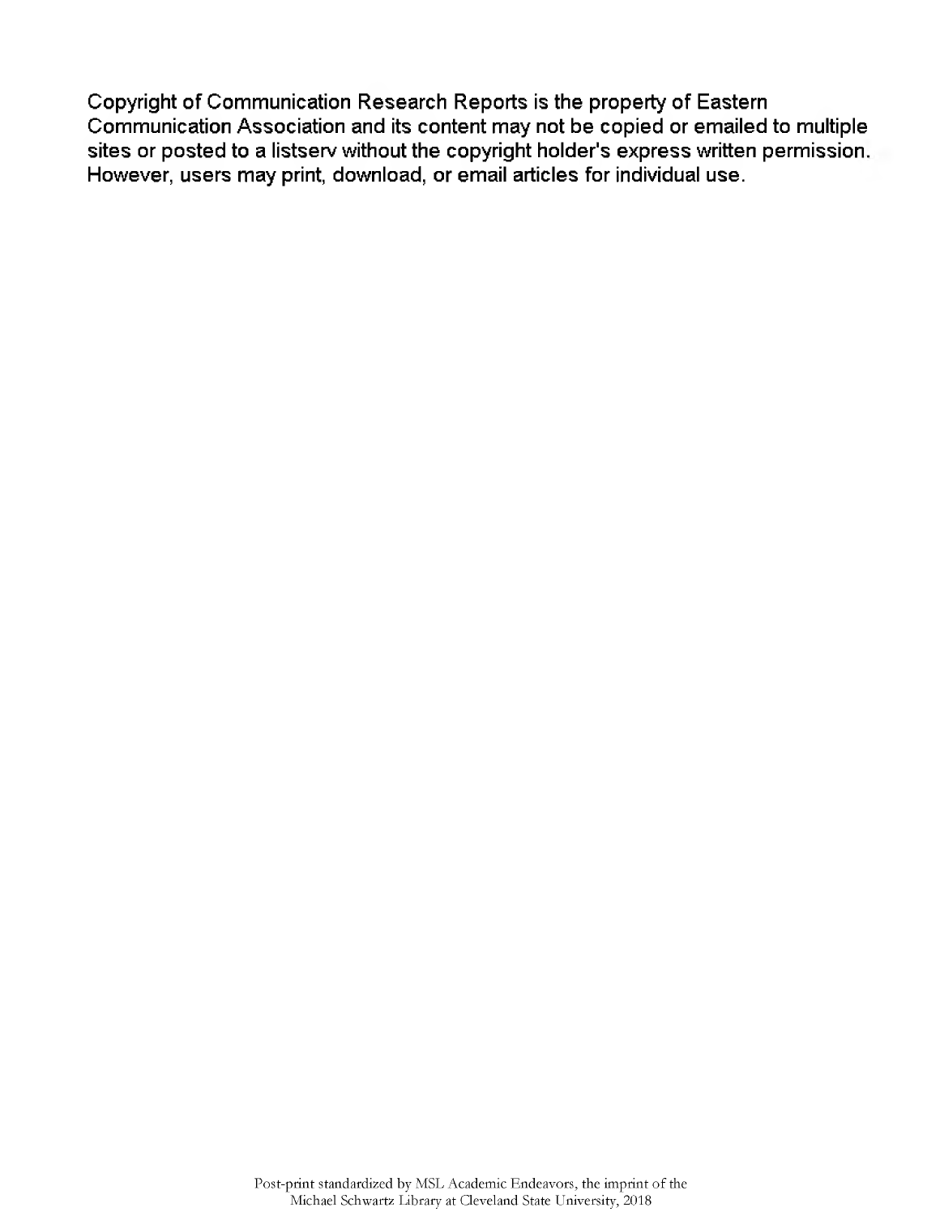Copyright of Communication Research Reports is the property of Eastern Communication Association and its content may not be copied or emailed to multiple sites or posted to a listserv without the copyright holder's express written permission. However, users may print, download, or email articles for individual use.

Post-print standardized by MSL Academic Endeavors, the imprint of the Michael Schwartz Library at Cleveland State University, 2018